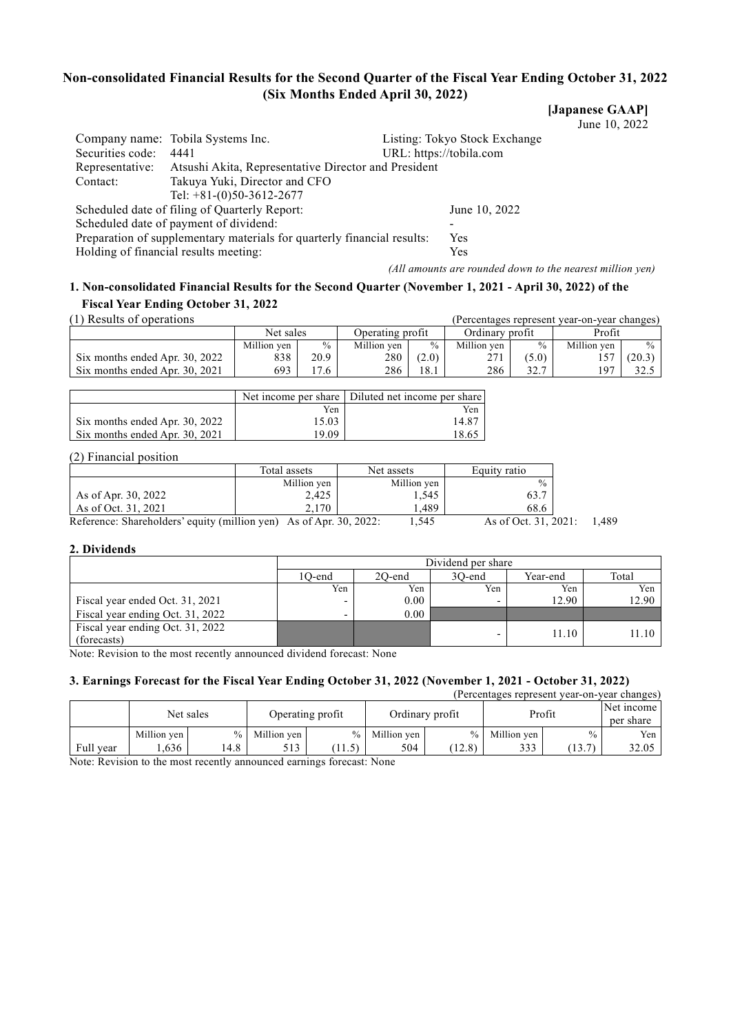# Non-consolidated Financial Results for the Second Quarter of the Fiscal Year Ending October 31, 2022 (Six Months Ended April 30, 2022)

**[Japanese GAAP]**

June 10, 2022

| | | | |
|---|---|---|---|
| Company name: | Tobila Systems Inc. | Listing: | Tokyo Stock Exchange |
| Securities code: | 4441 | URL: | https://tobila.com |
| Representative: | Atsushi Akita, Representative Director and President | | |
| Contact: | Takuya Yuki, Director and CFO | | |
| | Tel: +81-(0)50-3612-2677 | | |

Scheduled date of filing of Quarterly Report: June 10, 2022

Scheduled date of payment of dividend: -

Preparation of supplementary materials for quarterly financial results: Yes

Holding of financial results meeting: Yes

*(All amounts are rounded down to the nearest million yen)*

## 1. Non-consolidated Financial Results for the Second Quarter (November 1, 2021 - April 30, 2022) of the Fiscal Year Ending October 31, 2022

(1) Results of operations (Percentages represent year-on-year changes)

| | Net sales | | Operating profit | | Ordinary profit | | Profit | |
|---|---|---|---|---|---|---|---|---|
| | Million yen | % | Million yen | % | Million yen | % | Million yen | % |
| Six months ended Apr. 30, 2022 | 838 | 20.9 | 280 | (2.0) | 271 | (5.0) | 157 | (20.3) |
| Six months ended Apr. 30, 2021 | 693 | 17.6 | 286 | 18.1 | 286 | 32.7 | 197 | 32.5 |

| | Net income per share | Diluted net income per share |
|---|---|---|
| | Yen | Yen |
| Six months ended Apr. 30, 2022 | 15.03 | 14.87 |
| Six months ended Apr. 30, 2021 | 19.09 | 18.65 |

(2) Financial position

| | Total assets | Net assets | Equity ratio |
|---|---|---|---|
| | Million yen | Million yen | % |
| As of Apr. 30, 2022 | 2,425 | 1,545 | 63.7 |
| As of Oct. 31, 2021 | 2,170 | 1,489 | 68.6 |

Reference: Shareholders' equity (million yen) As of Apr. 30, 2022: 1,545 As of Oct. 31, 2021: 1,489

## 2. Dividends

| | Dividend per share | | | | |
|---|---|---|---|---|---|
| | 1Q-end | 2Q-end | 3Q-end | Year-end | Total |
| | Yen | Yen | Yen | Yen | Yen |
| Fiscal year ended Oct. 31, 2021 | - | 0.00 | - | 12.90 | 12.90 |
| Fiscal year ending Oct. 31, 2022 | - | 0.00 | | | |
| Fiscal year ending Oct. 31, 2022 (forecasts) | | | - | 11.10 | 11.10 |

Note: Revision to the most recently announced dividend forecast: None

## 3. Earnings Forecast for the Fiscal Year Ending October 31, 2022 (November 1, 2021 - October 31, 2022)

(Percentages represent year-on-year changes)

| | Net sales | | Operating profit | | Ordinary profit | | Profit | | Net income per share |
|---|---|---|---|---|---|---|---|---|---|
| | Million yen | % | Million yen | % | Million yen | % | Million yen | % | Yen |
| Full year | 1,636 | 14.8 | 513 | (11.5) | 504 | (12.8) | 333 | (13.7) | 32.05 |

Note: Revision to the most recently announced earnings forecast: None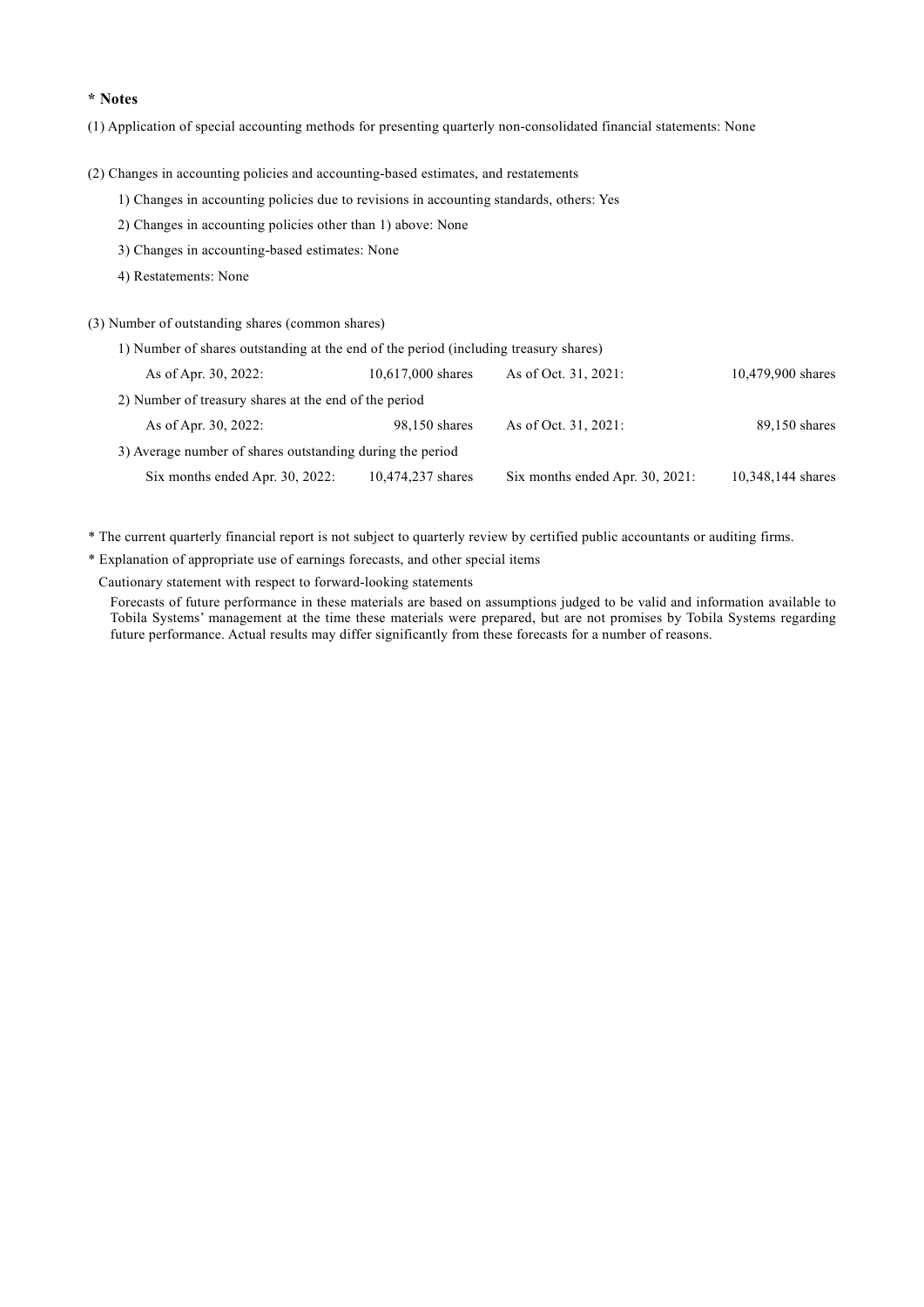**\* Notes**

(1) Application of special accounting methods for presenting quarterly non-consolidated financial statements: None

(2) Changes in accounting policies and accounting-based estimates, and restatements

1) Changes in accounting policies due to revisions in accounting standards, others: Yes

2) Changes in accounting policies other than 1) above: None

3) Changes in accounting-based estimates: None

4) Restatements: None

(3) Number of outstanding shares (common shares)

1) Number of shares outstanding at the end of the period (including treasury shares)

| | | | |
|---|---|---|---|
| As of Apr. 30, 2022: | 10,617,000 shares | As of Oct. 31, 2021: | 10,479,900 shares |

2) Number of treasury shares at the end of the period

| | | | |
|---|---|---|---|
| As of Apr. 30, 2022: | 98,150 shares | As of Oct. 31, 2021: | 89,150 shares |

3) Average number of shares outstanding during the period

| | | | |
|---|---|---|---|
| Six months ended Apr. 30, 2022: | 10,474,237 shares | Six months ended Apr. 30, 2021: | 10,348,144 shares |

\* The current quarterly financial report is not subject to quarterly review by certified public accountants or auditing firms.

\* Explanation of appropriate use of earnings forecasts, and other special items

Cautionary statement with respect to forward-looking statements

Forecasts of future performance in these materials are based on assumptions judged to be valid and information available to Tobila Systems' management at the time these materials were prepared, but are not promises by Tobila Systems regarding future performance. Actual results may differ significantly from these forecasts for a number of reasons.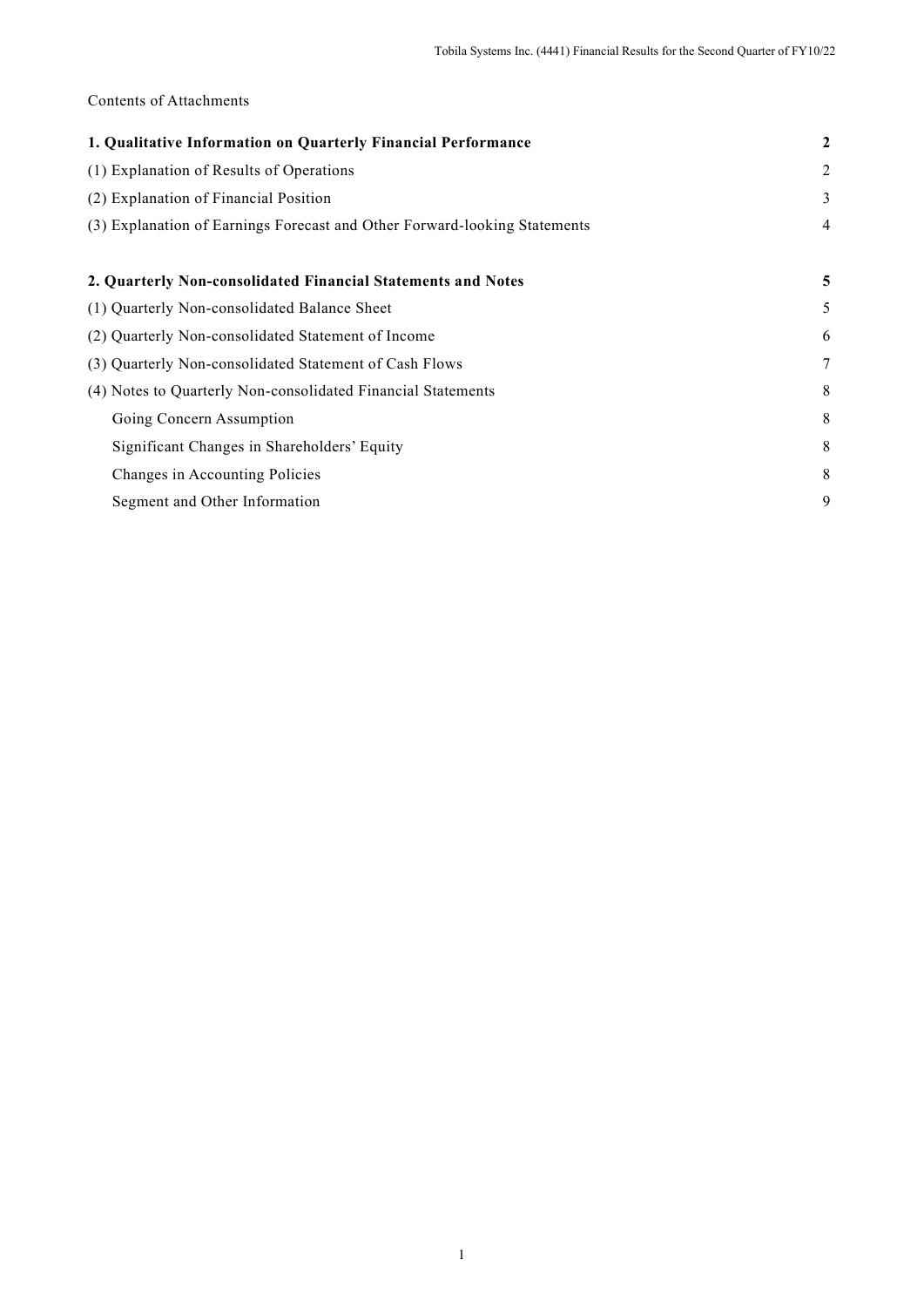Contents of Attachments

| | |
|---|---|
| **1. Qualitative Information on Quarterly Financial Performance** | **2** |
| (1) Explanation of Results of Operations | 2 |
| (2) Explanation of Financial Position | 3 |
| (3) Explanation of Earnings Forecast and Other Forward-looking Statements | 4 |
| | |
| **2. Quarterly Non-consolidated Financial Statements and Notes** | **5** |
| (1) Quarterly Non-consolidated Balance Sheet | 5 |
| (2) Quarterly Non-consolidated Statement of Income | 6 |
| (3) Quarterly Non-consolidated Statement of Cash Flows | 7 |
| (4) Notes to Quarterly Non-consolidated Financial Statements | 8 |
| Going Concern Assumption | 8 |
| Significant Changes in Shareholders' Equity | 8 |
| Changes in Accounting Policies | 8 |
| Segment and Other Information | 9 |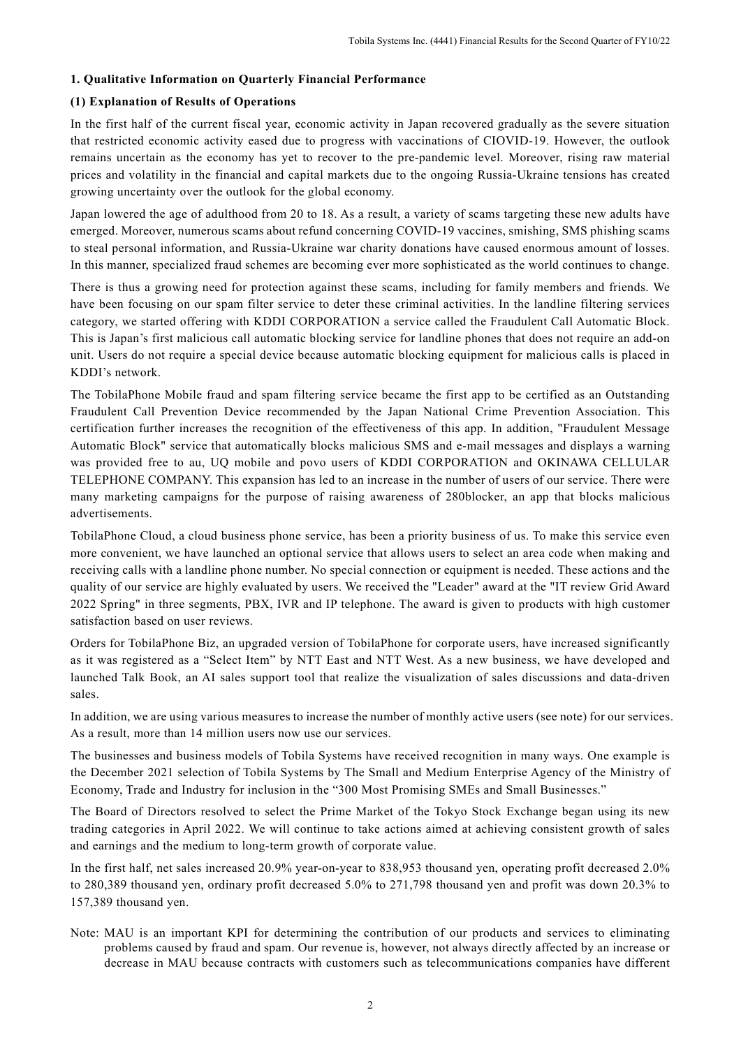### 1. Qualitative Information on Quarterly Financial Performance

#### (1) Explanation of Results of Operations

In the first half of the current fiscal year, economic activity in Japan recovered gradually as the severe situation that restricted economic activity eased due to progress with vaccinations of CIOVID-19. However, the outlook remains uncertain as the economy has yet to recover to the pre-pandemic level. Moreover, rising raw material prices and volatility in the financial and capital markets due to the ongoing Russia-Ukraine tensions has created growing uncertainty over the outlook for the global economy.

Japan lowered the age of adulthood from 20 to 18. As a result, a variety of scams targeting these new adults have emerged. Moreover, numerous scams about refund concerning COVID-19 vaccines, smishing, SMS phishing scams to steal personal information, and Russia-Ukraine war charity donations have caused enormous amount of losses. In this manner, specialized fraud schemes are becoming ever more sophisticated as the world continues to change.

There is thus a growing need for protection against these scams, including for family members and friends. We have been focusing on our spam filter service to deter these criminal activities. In the landline filtering services category, we started offering with KDDI CORPORATION a service called the Fraudulent Call Automatic Block. This is Japan's first malicious call automatic blocking service for landline phones that does not require an add-on unit. Users do not require a special device because automatic blocking equipment for malicious calls is placed in KDDI's network.

The TobilaPhone Mobile fraud and spam filtering service became the first app to be certified as an Outstanding Fraudulent Call Prevention Device recommended by the Japan National Crime Prevention Association. This certification further increases the recognition of the effectiveness of this app. In addition, "Fraudulent Message Automatic Block" service that automatically blocks malicious SMS and e-mail messages and displays a warning was provided free to au, UQ mobile and povo users of KDDI CORPORATION and OKINAWA CELLULAR TELEPHONE COMPANY. This expansion has led to an increase in the number of users of our service. There were many marketing campaigns for the purpose of raising awareness of 280blocker, an app that blocks malicious advertisements.

TobilaPhone Cloud, a cloud business phone service, has been a priority business of us. To make this service even more convenient, we have launched an optional service that allows users to select an area code when making and receiving calls with a landline phone number. No special connection or equipment is needed. These actions and the quality of our service are highly evaluated by users. We received the "Leader" award at the "IT review Grid Award 2022 Spring" in three segments, PBX, IVR and IP telephone. The award is given to products with high customer satisfaction based on user reviews.

Orders for TobilaPhone Biz, an upgraded version of TobilaPhone for corporate users, have increased significantly as it was registered as a "Select Item" by NTT East and NTT West. As a new business, we have developed and launched Talk Book, an AI sales support tool that realize the visualization of sales discussions and data-driven sales.

In addition, we are using various measures to increase the number of monthly active users (see note) for our services. As a result, more than 14 million users now use our services.

The businesses and business models of Tobila Systems have received recognition in many ways. One example is the December 2021 selection of Tobila Systems by The Small and Medium Enterprise Agency of the Ministry of Economy, Trade and Industry for inclusion in the "300 Most Promising SMEs and Small Businesses."

The Board of Directors resolved to select the Prime Market of the Tokyo Stock Exchange began using its new trading categories in April 2022. We will continue to take actions aimed at achieving consistent growth of sales and earnings and the medium to long-term growth of corporate value.

In the first half, net sales increased 20.9% year-on-year to 838,953 thousand yen, operating profit decreased 2.0% to 280,389 thousand yen, ordinary profit decreased 5.0% to 271,798 thousand yen and profit was down 20.3% to 157,389 thousand yen.

Note: MAU is an important KPI for determining the contribution of our products and services to eliminating problems caused by fraud and spam. Our revenue is, however, not always directly affected by an increase or decrease in MAU because contracts with customers such as telecommunications companies have different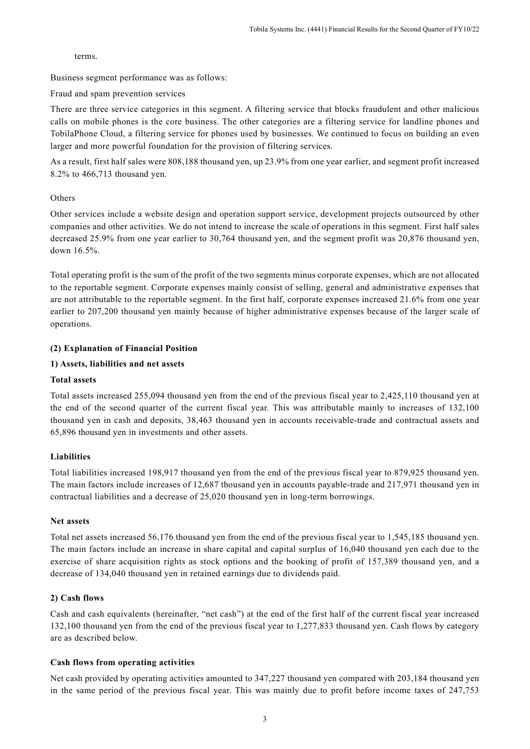terms.

Business segment performance was as follows:

Fraud and spam prevention services

There are three service categories in this segment. A filtering service that blocks fraudulent and other malicious calls on mobile phones is the core business. The other categories are a filtering service for landline phones and TobilaPhone Cloud, a filtering service for phones used by businesses. We continued to focus on building an even larger and more powerful foundation for the provision of filtering services.

As a result, first half sales were 808,188 thousand yen, up 23.9% from one year earlier, and segment profit increased 8.2% to 466,713 thousand yen.

Others

Other services include a website design and operation support service, development projects outsourced by other companies and other activities. We do not intend to increase the scale of operations in this segment. First half sales decreased 25.9% from one year earlier to 30,764 thousand yen, and the segment profit was 20,876 thousand yen, down 16.5%.

Total operating profit is the sum of the profit of the two segments minus corporate expenses, which are not allocated to the reportable segment. Corporate expenses mainly consist of selling, general and administrative expenses that are not attributable to the reportable segment. In the first half, corporate expenses increased 21.6% from one year earlier to 207,200 thousand yen mainly because of higher administrative expenses because of the larger scale of operations.

### (2) Explanation of Financial Position

#### 1) Assets, liabilities and net assets

**Total assets**

Total assets increased 255,094 thousand yen from the end of the previous fiscal year to 2,425,110 thousand yen at the end of the second quarter of the current fiscal year. This was attributable mainly to increases of 132,100 thousand yen in cash and deposits, 38,463 thousand yen in accounts receivable-trade and contractual assets and 65,896 thousand yen in investments and other assets.

**Liabilities**

Total liabilities increased 198,917 thousand yen from the end of the previous fiscal year to 879,925 thousand yen. The main factors include increases of 12,687 thousand yen in accounts payable-trade and 217,971 thousand yen in contractual liabilities and a decrease of 25,020 thousand yen in long-term borrowings.

**Net assets**

Total net assets increased 56,176 thousand yen from the end of the previous fiscal year to 1,545,185 thousand yen. The main factors include an increase in share capital and capital surplus of 16,040 thousand yen each due to the exercise of share acquisition rights as stock options and the booking of profit of 157,389 thousand yen, and a decrease of 134,040 thousand yen in retained earnings due to dividends paid.

#### 2) Cash flows

Cash and cash equivalents (hereinafter, "net cash") at the end of the first half of the current fiscal year increased 132,100 thousand yen from the end of the previous fiscal year to 1,277,833 thousand yen. Cash flows by category are as described below.

**Cash flows from operating activities**

Net cash provided by operating activities amounted to 347,227 thousand yen compared with 203,184 thousand yen in the same period of the previous fiscal year. This was mainly due to profit before income taxes of 247,753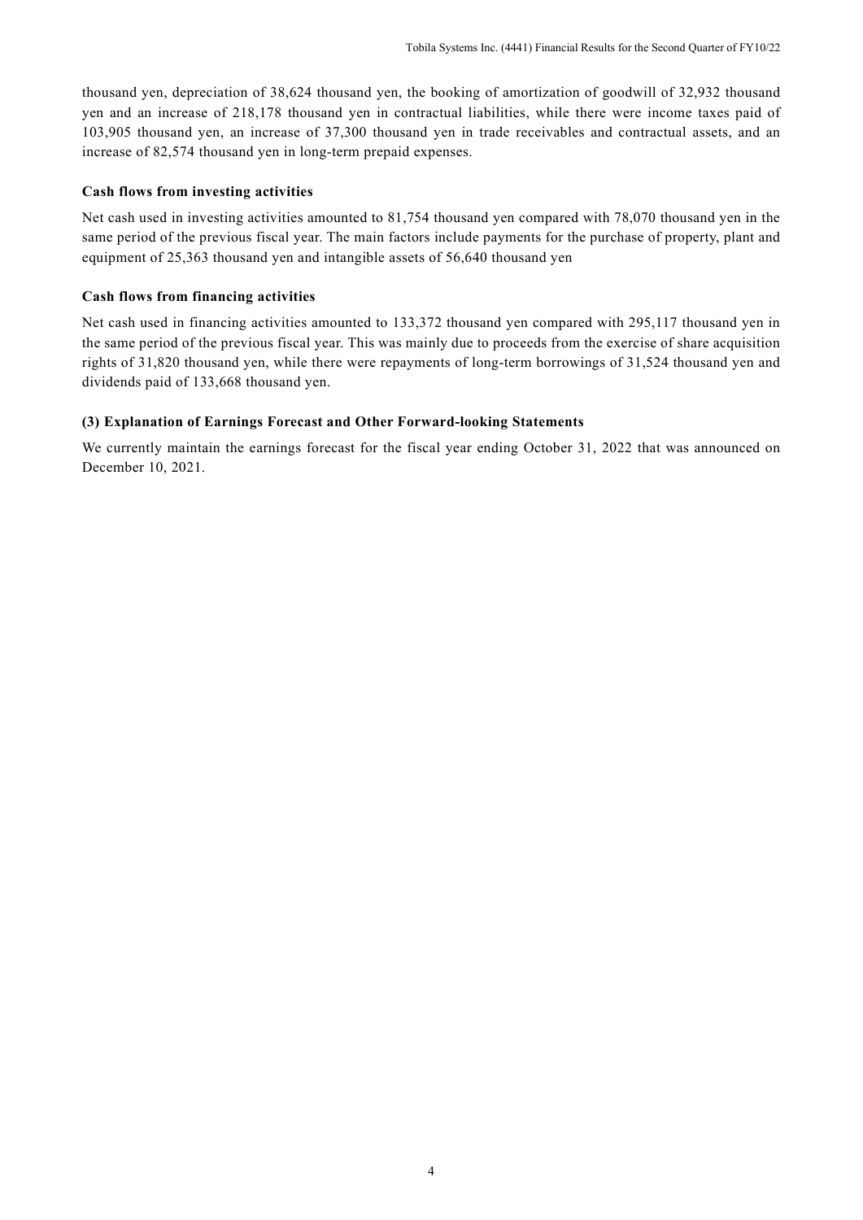thousand yen, depreciation of 38,624 thousand yen, the booking of amortization of goodwill of 32,932 thousand yen and an increase of 218,178 thousand yen in contractual liabilities, while there were income taxes paid of 103,905 thousand yen, an increase of 37,300 thousand yen in trade receivables and contractual assets, and an increase of 82,574 thousand yen in long-term prepaid expenses.

**Cash flows from investing activities**

Net cash used in investing activities amounted to 81,754 thousand yen compared with 78,070 thousand yen in the same period of the previous fiscal year. The main factors include payments for the purchase of property, plant and equipment of 25,363 thousand yen and intangible assets of 56,640 thousand yen

**Cash flows from financing activities**

Net cash used in financing activities amounted to 133,372 thousand yen compared with 295,117 thousand yen in the same period of the previous fiscal year. This was mainly due to proceeds from the exercise of share acquisition rights of 31,820 thousand yen, while there were repayments of long-term borrowings of 31,524 thousand yen and dividends paid of 133,668 thousand yen.

### (3) Explanation of Earnings Forecast and Other Forward-looking Statements

We currently maintain the earnings forecast for the fiscal year ending October 31, 2022 that was announced on December 10, 2021.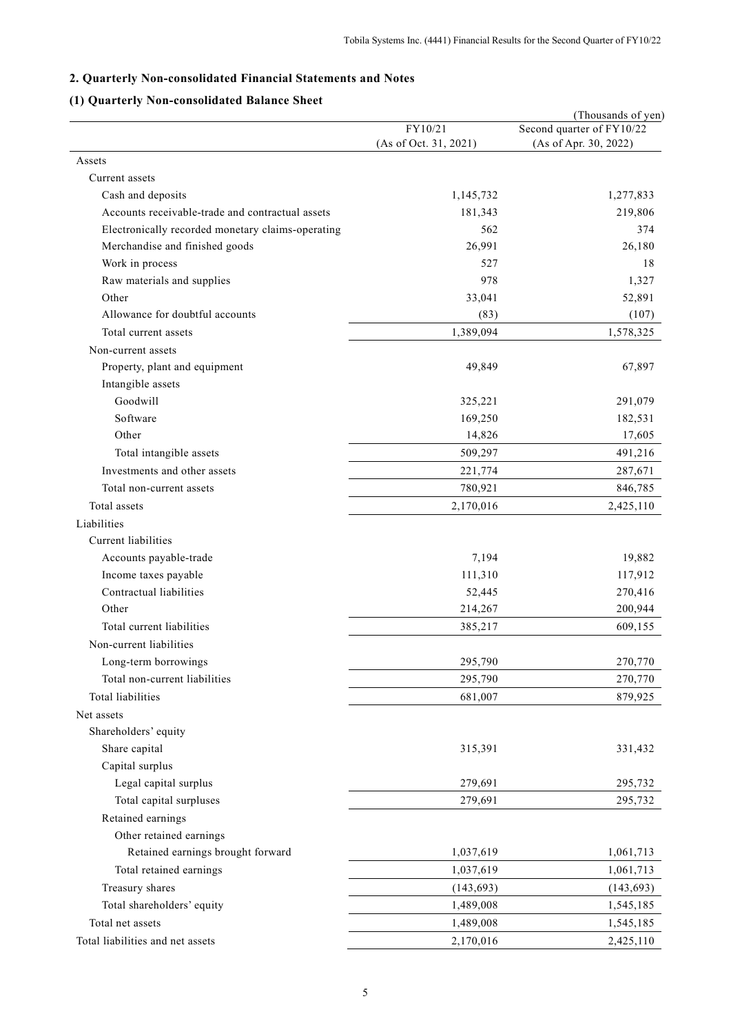## 2. Quarterly Non-consolidated Financial Statements and Notes

### (1) Quarterly Non-consolidated Balance Sheet

(Thousands of yen)

| | FY10/21 (As of Oct. 31, 2021) | Second quarter of FY10/22 (As of Apr. 30, 2022) |
|---|---|---|
| Assets | | |
| Current assets | | |
| Cash and deposits | 1,145,732 | 1,277,833 |
| Accounts receivable-trade and contractual assets | 181,343 | 219,806 |
| Electronically recorded monetary claims-operating | 562 | 374 |
| Merchandise and finished goods | 26,991 | 26,180 |
| Work in process | 527 | 18 |
| Raw materials and supplies | 978 | 1,327 |
| Other | 33,041 | 52,891 |
| Allowance for doubtful accounts | (83) | (107) |
| Total current assets | 1,389,094 | 1,578,325 |
| Non-current assets | | |
| Property, plant and equipment | 49,849 | 67,897 |
| Intangible assets | | |
| Goodwill | 325,221 | 291,079 |
| Software | 169,250 | 182,531 |
| Other | 14,826 | 17,605 |
| Total intangible assets | 509,297 | 491,216 |
| Investments and other assets | 221,774 | 287,671 |
| Total non-current assets | 780,921 | 846,785 |
| Total assets | 2,170,016 | 2,425,110 |
| Liabilities | | |
| Current liabilities | | |
| Accounts payable-trade | 7,194 | 19,882 |
| Income taxes payable | 111,310 | 117,912 |
| Contractual liabilities | 52,445 | 270,416 |
| Other | 214,267 | 200,944 |
| Total current liabilities | 385,217 | 609,155 |
| Non-current liabilities | | |
| Long-term borrowings | 295,790 | 270,770 |
| Total non-current liabilities | 295,790 | 270,770 |
| Total liabilities | 681,007 | 879,925 |
| Net assets | | |
| Shareholders' equity | | |
| Share capital | 315,391 | 331,432 |
| Capital surplus | | |
| Legal capital surplus | 279,691 | 295,732 |
| Total capital surpluses | 279,691 | 295,732 |
| Retained earnings | | |
| Other retained earnings | | |
| Retained earnings brought forward | 1,037,619 | 1,061,713 |
| Total retained earnings | 1,037,619 | 1,061,713 |
| Treasury shares | (143,693) | (143,693) |
| Total shareholders' equity | 1,489,008 | 1,545,185 |
| Total net assets | 1,489,008 | 1,545,185 |
| Total liabilities and net assets | 2,170,016 | 2,425,110 |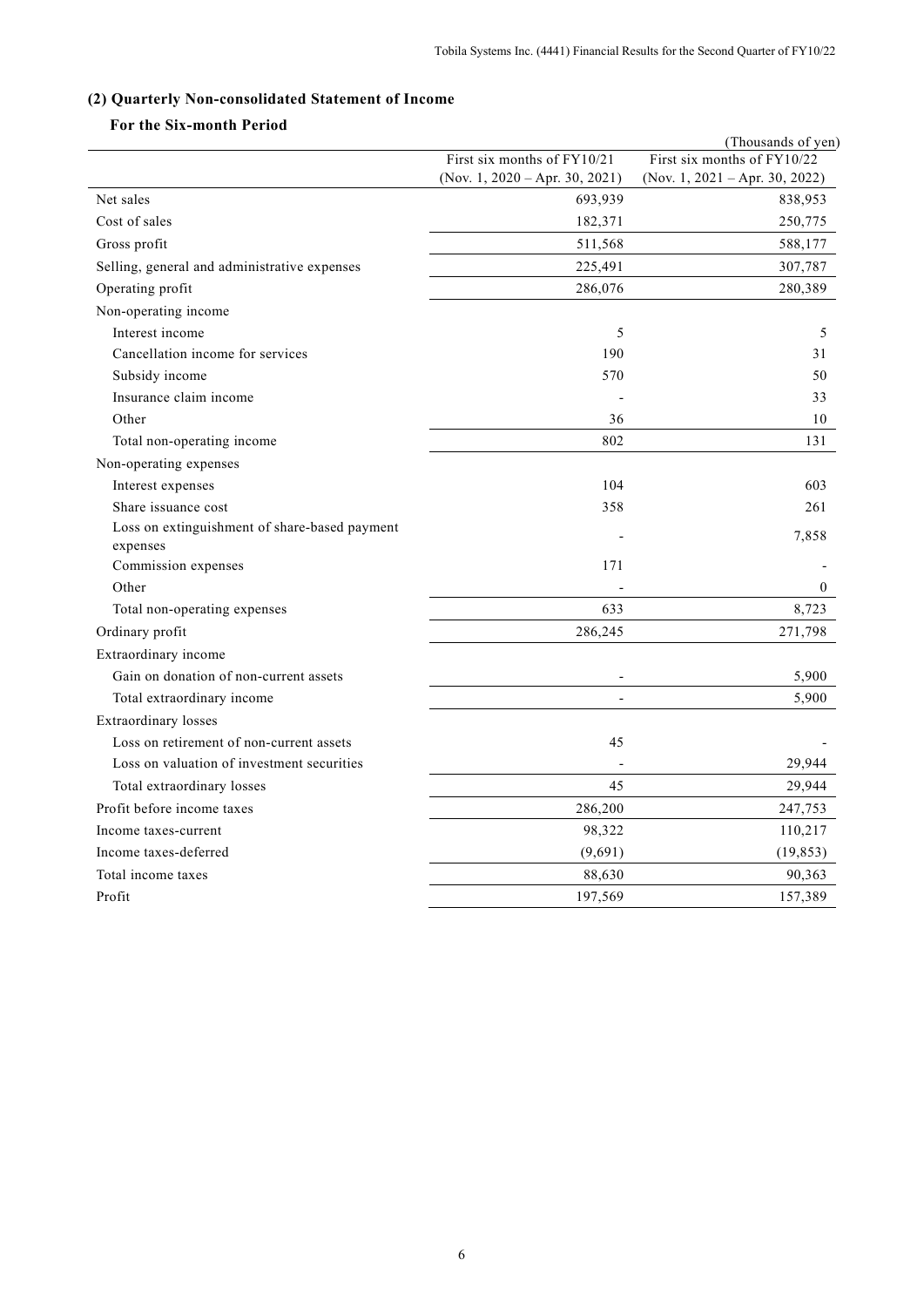### (2) Quarterly Non-consolidated Statement of Income

#### For the Six-month Period

(Thousands of yen)

| | First six months of FY10/21 (Nov. 1, 2020 – Apr. 30, 2021) | First six months of FY10/22 (Nov. 1, 2021 – Apr. 30, 2022) |
|---|---|---|
| Net sales | 693,939 | 838,953 |
| Cost of sales | 182,371 | 250,775 |
| Gross profit | 511,568 | 588,177 |
| Selling, general and administrative expenses | 225,491 | 307,787 |
| Operating profit | 286,076 | 280,389 |
| Non-operating income | | |
| Interest income | 5 | 5 |
| Cancellation income for services | 190 | 31 |
| Subsidy income | 570 | 50 |
| Insurance claim income | - | 33 |
| Other | 36 | 10 |
| Total non-operating income | 802 | 131 |
| Non-operating expenses | | |
| Interest expenses | 104 | 603 |
| Share issuance cost | 358 | 261 |
| Loss on extinguishment of share-based payment expenses | - | 7,858 |
| Commission expenses | 171 | - |
| Other | - | 0 |
| Total non-operating expenses | 633 | 8,723 |
| Ordinary profit | 286,245 | 271,798 |
| Extraordinary income | | |
| Gain on donation of non-current assets | - | 5,900 |
| Total extraordinary income | - | 5,900 |
| Extraordinary losses | | |
| Loss on retirement of non-current assets | 45 | - |
| Loss on valuation of investment securities | - | 29,944 |
| Total extraordinary losses | 45 | 29,944 |
| Profit before income taxes | 286,200 | 247,753 |
| Income taxes-current | 98,322 | 110,217 |
| Income taxes-deferred | (9,691) | (19,853) |
| Total income taxes | 88,630 | 90,363 |
| Profit | 197,569 | 157,389 |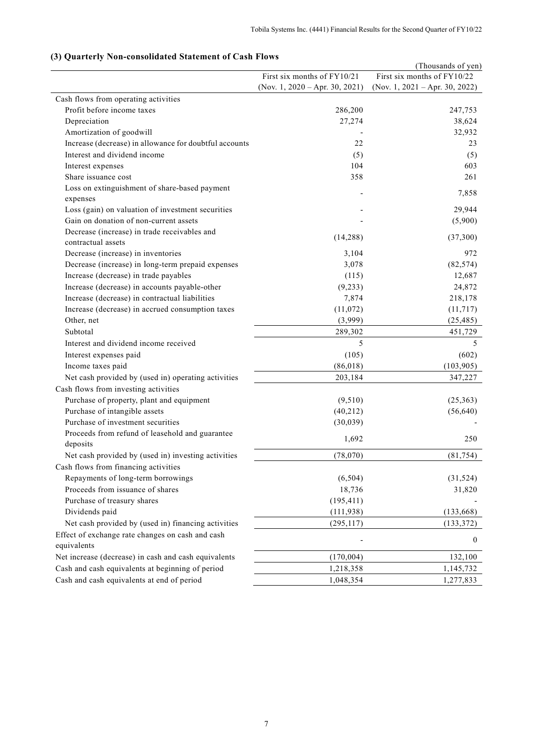### (3) Quarterly Non-consolidated Statement of Cash Flows

(Thousands of yen)

| | First six months of FY10/21 (Nov. 1, 2020 – Apr. 30, 2021) | First six months of FY10/22 (Nov. 1, 2021 – Apr. 30, 2022) |
|---|---|---|
| Cash flows from operating activities | | |
| Profit before income taxes | 286,200 | 247,753 |
| Depreciation | 27,274 | 38,624 |
| Amortization of goodwill | - | 32,932 |
| Increase (decrease) in allowance for doubtful accounts | 22 | 23 |
| Interest and dividend income | (5) | (5) |
| Interest expenses | 104 | 603 |
| Share issuance cost | 358 | 261 |
| Loss on extinguishment of share-based payment expenses | - | 7,858 |
| Loss (gain) on valuation of investment securities | - | 29,944 |
| Gain on donation of non-current assets | - | (5,900) |
| Decrease (increase) in trade receivables and contractual assets | (14,288) | (37,300) |
| Decrease (increase) in inventories | 3,104 | 972 |
| Decrease (increase) in long-term prepaid expenses | 3,078 | (82,574) |
| Increase (decrease) in trade payables | (115) | 12,687 |
| Increase (decrease) in accounts payable-other | (9,233) | 24,872 |
| Increase (decrease) in contractual liabilities | 7,874 | 218,178 |
| Increase (decrease) in accrued consumption taxes | (11,072) | (11,717) |
| Other, net | (3,999) | (25,485) |
| Subtotal | 289,302 | 451,729 |
| Interest and dividend income received | 5 | 5 |
| Interest expenses paid | (105) | (602) |
| Income taxes paid | (86,018) | (103,905) |
| Net cash provided by (used in) operating activities | 203,184 | 347,227 |
| Cash flows from investing activities | | |
| Purchase of property, plant and equipment | (9,510) | (25,363) |
| Purchase of intangible assets | (40,212) | (56,640) |
| Purchase of investment securities | (30,039) | - |
| Proceeds from refund of leasehold and guarantee deposits | 1,692 | 250 |
| Net cash provided by (used in) investing activities | (78,070) | (81,754) |
| Cash flows from financing activities | | |
| Repayments of long-term borrowings | (6,504) | (31,524) |
| Proceeds from issuance of shares | 18,736 | 31,820 |
| Purchase of treasury shares | (195,411) | - |
| Dividends paid | (111,938) | (133,668) |
| Net cash provided by (used in) financing activities | (295,117) | (133,372) |
| Effect of exchange rate changes on cash and cash equivalents | - | 0 |
| Net increase (decrease) in cash and cash equivalents | (170,004) | 132,100 |
| Cash and cash equivalents at beginning of period | 1,218,358 | 1,145,732 |
| Cash and cash equivalents at end of period | 1,048,354 | 1,277,833 |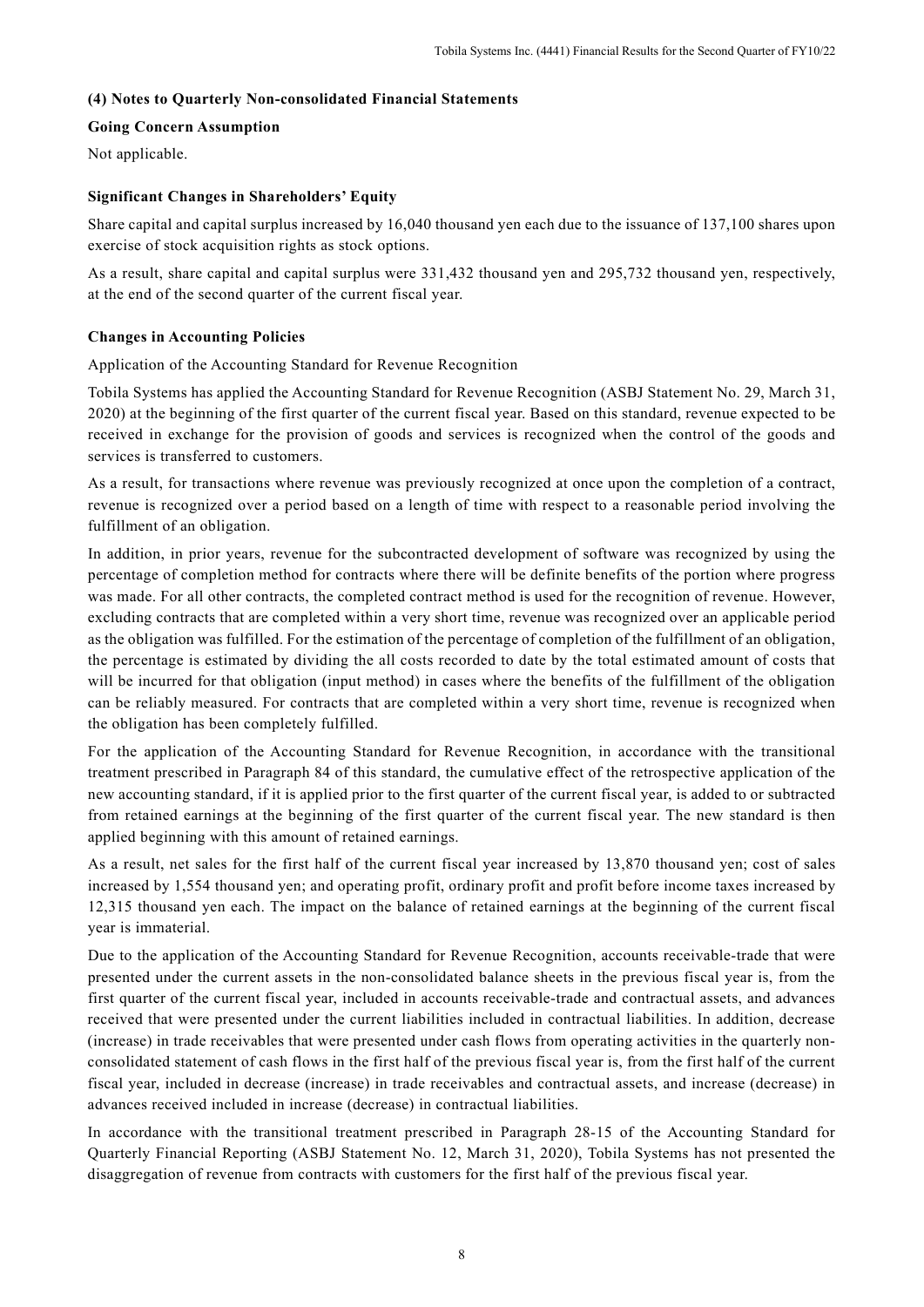## (4) Notes to Quarterly Non-consolidated Financial Statements

### Going Concern Assumption

Not applicable.

### Significant Changes in Shareholders' Equity

Share capital and capital surplus increased by 16,040 thousand yen each due to the issuance of 137,100 shares upon exercise of stock acquisition rights as stock options.

As a result, share capital and capital surplus were 331,432 thousand yen and 295,732 thousand yen, respectively, at the end of the second quarter of the current fiscal year.

### Changes in Accounting Policies

Application of the Accounting Standard for Revenue Recognition

Tobila Systems has applied the Accounting Standard for Revenue Recognition (ASBJ Statement No. 29, March 31, 2020) at the beginning of the first quarter of the current fiscal year. Based on this standard, revenue expected to be received in exchange for the provision of goods and services is recognized when the control of the goods and services is transferred to customers.

As a result, for transactions where revenue was previously recognized at once upon the completion of a contract, revenue is recognized over a period based on a length of time with respect to a reasonable period involving the fulfillment of an obligation.

In addition, in prior years, revenue for the subcontracted development of software was recognized by using the percentage of completion method for contracts where there will be definite benefits of the portion where progress was made. For all other contracts, the completed contract method is used for the recognition of revenue. However, excluding contracts that are completed within a very short time, revenue was recognized over an applicable period as the obligation was fulfilled. For the estimation of the percentage of completion of the fulfillment of an obligation, the percentage is estimated by dividing the all costs recorded to date by the total estimated amount of costs that will be incurred for that obligation (input method) in cases where the benefits of the fulfillment of the obligation can be reliably measured. For contracts that are completed within a very short time, revenue is recognized when the obligation has been completely fulfilled.

For the application of the Accounting Standard for Revenue Recognition, in accordance with the transitional treatment prescribed in Paragraph 84 of this standard, the cumulative effect of the retrospective application of the new accounting standard, if it is applied prior to the first quarter of the current fiscal year, is added to or subtracted from retained earnings at the beginning of the first quarter of the current fiscal year. The new standard is then applied beginning with this amount of retained earnings.

As a result, net sales for the first half of the current fiscal year increased by 13,870 thousand yen; cost of sales increased by 1,554 thousand yen; and operating profit, ordinary profit and profit before income taxes increased by 12,315 thousand yen each. The impact on the balance of retained earnings at the beginning of the current fiscal year is immaterial.

Due to the application of the Accounting Standard for Revenue Recognition, accounts receivable-trade that were presented under the current assets in the non-consolidated balance sheets in the previous fiscal year is, from the first quarter of the current fiscal year, included in accounts receivable-trade and contractual assets, and advances received that were presented under the current liabilities included in contractual liabilities. In addition, decrease (increase) in trade receivables that were presented under cash flows from operating activities in the quarterly non-consolidated statement of cash flows in the first half of the previous fiscal year is, from the first half of the current fiscal year, included in decrease (increase) in trade receivables and contractual assets, and increase (decrease) in advances received included in increase (decrease) in contractual liabilities.

In accordance with the transitional treatment prescribed in Paragraph 28-15 of the Accounting Standard for Quarterly Financial Reporting (ASBJ Statement No. 12, March 31, 2020), Tobila Systems has not presented the disaggregation of revenue from contracts with customers for the first half of the previous fiscal year.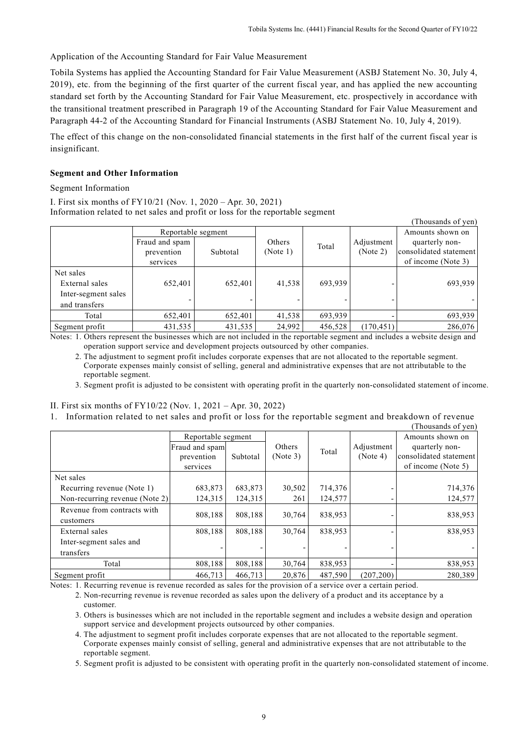Application of the Accounting Standard for Fair Value Measurement

Tobila Systems has applied the Accounting Standard for Fair Value Measurement (ASBJ Statement No. 30, July 4, 2019), etc. from the beginning of the first quarter of the current fiscal year, and has applied the new accounting standard set forth by the Accounting Standard for Fair Value Measurement, etc. prospectively in accordance with the transitional treatment prescribed in Paragraph 19 of the Accounting Standard for Fair Value Measurement and Paragraph 44-2 of the Accounting Standard for Financial Instruments (ASBJ Statement No. 10, July 4, 2019).

The effect of this change on the non-consolidated financial statements in the first half of the current fiscal year is insignificant.

**Segment and Other Information**

Segment Information

I. First six months of FY10/21 (Nov. 1, 2020 – Apr. 30, 2021)
Information related to net sales and profit or loss for the reportable segment

(Thousands of yen)

| | Reportable segment | | Others (Note 1) | Total | Adjustment (Note 2) | Amounts shown on quarterly non-consolidated statement of income (Note 3) |
|---|---|---|---|---|---|---|
| | Fraud and spam prevention services | Subtotal | | | | |
| Net sales | | | | | | |
| External sales | 652,401 | 652,401 | 41,538 | 693,939 | - | 693,939 |
| Inter-segment sales and transfers | - | - | - | - | - | - |
| Total | 652,401 | 652,401 | 41,538 | 693,939 | - | 693,939 |
| Segment profit | 431,535 | 431,535 | 24,992 | 456,528 | (170,451) | 286,076 |

Notes: 1. Others represent the businesses which are not included in the reportable segment and includes a website design and operation support service and development projects outsourced by other companies.

2. The adjustment to segment profit includes corporate expenses that are not allocated to the reportable segment. Corporate expenses mainly consist of selling, general and administrative expenses that are not attributable to the reportable segment.

3. Segment profit is adjusted to be consistent with operating profit in the quarterly non-consolidated statement of income.

II. First six months of FY10/22 (Nov. 1, 2021 – Apr. 30, 2022)

1. Information related to net sales and profit or loss for the reportable segment and breakdown of revenue

(Thousands of yen)

| | Reportable segment | | Others (Note 3) | Total | Adjustment (Note 4) | Amounts shown on quarterly non-consolidated statement of income (Note 5) |
|---|---|---|---|---|---|---|
| | Fraud and spam prevention services | Subtotal | | | | |
| Net sales | | | | | | |
| Recurring revenue (Note 1) | 683,873 | 683,873 | 30,502 | 714,376 | - | 714,376 |
| Non-recurring revenue (Note 2) | 124,315 | 124,315 | 261 | 124,577 | - | 124,577 |
| Revenue from contracts with customers | 808,188 | 808,188 | 30,764 | 838,953 | - | 838,953 |
| External sales | 808,188 | 808,188 | 30,764 | 838,953 | - | 838,953 |
| Inter-segment sales and transfers | - | - | - | - | - | - |
| Total | 808,188 | 808,188 | 30,764 | 838,953 | - | 838,953 |
| Segment profit | 466,713 | 466,713 | 20,876 | 487,590 | (207,200) | 280,389 |

Notes: 1. Recurring revenue is revenue recorded as sales for the provision of a service over a certain period.

2. Non-recurring revenue is revenue recorded as sales upon the delivery of a product and its acceptance by a customer.

3. Others is businesses which are not included in the reportable segment and includes a website design and operation support service and development projects outsourced by other companies.

4. The adjustment to segment profit includes corporate expenses that are not allocated to the reportable segment. Corporate expenses mainly consist of selling, general and administrative expenses that are not attributable to the reportable segment.

5. Segment profit is adjusted to be consistent with operating profit in the quarterly non-consolidated statement of income.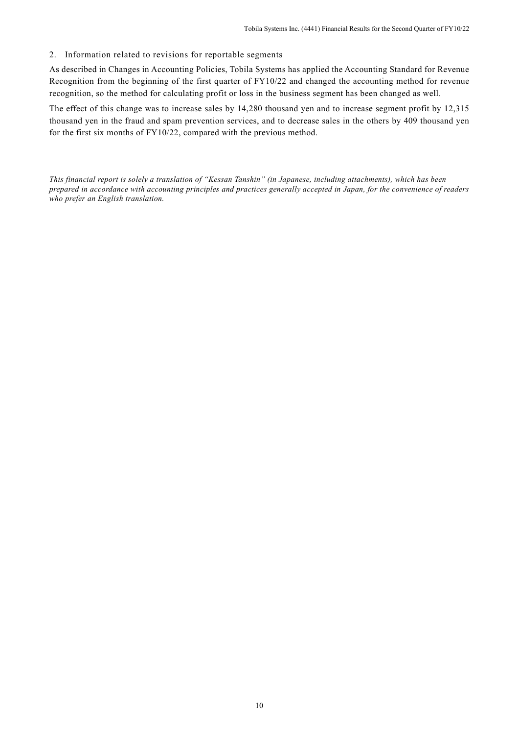2. Information related to revisions for reportable segments

As described in Changes in Accounting Policies, Tobila Systems has applied the Accounting Standard for Revenue Recognition from the beginning of the first quarter of FY10/22 and changed the accounting method for revenue recognition, so the method for calculating profit or loss in the business segment has been changed as well.

The effect of this change was to increase sales by 14,280 thousand yen and to increase segment profit by 12,315 thousand yen in the fraud and spam prevention services, and to decrease sales in the others by 409 thousand yen for the first six months of FY10/22, compared with the previous method.

*This financial report is solely a translation of "Kessan Tanshin" (in Japanese, including attachments), which has been prepared in accordance with accounting principles and practices generally accepted in Japan, for the convenience of readers who prefer an English translation.*